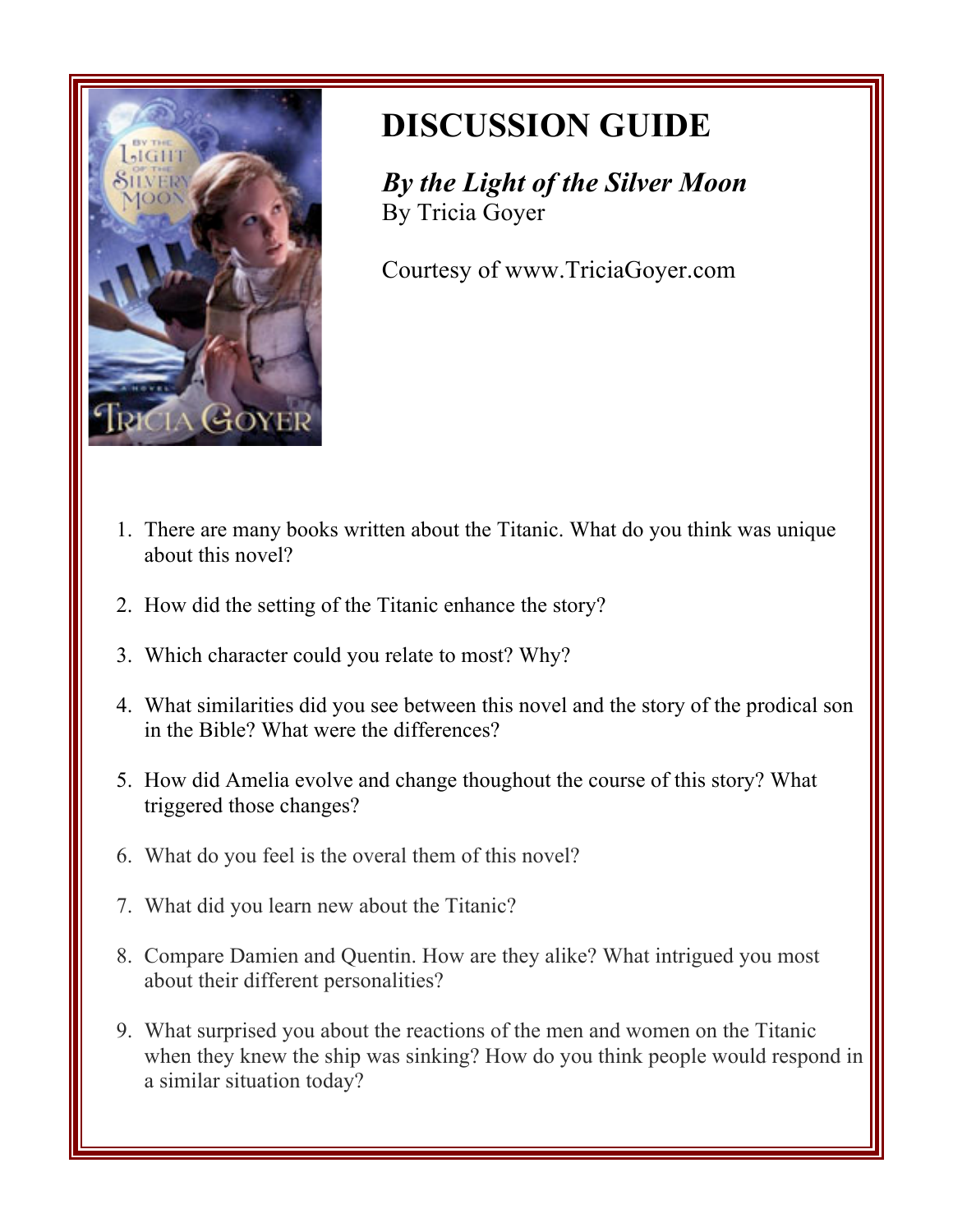# DISCUSSION GUIDE

***By the Light of the Silver Moon***
By Tricia Goyer

Courtesy of www.TriciaGoyer.com

1. There are many books written about the Titanic. What do you think was unique about this novel?

2. How did the setting of the Titanic enhance the story?

3. Which character could you relate to most? Why?

4. What similarities did you see between this novel and the story of the prodical son in the Bible? What were the differences?

5. How did Amelia evolve and change thoughout the course of this story? What triggered those changes?

6. What do you feel is the overal them of this novel?

7. What did you learn new about the Titanic?

8. Compare Damien and Quentin. How are they alike? What intrigued you most about their different personalities?

9. What surprised you about the reactions of the men and women on the Titanic when they knew the ship was sinking? How do you think people would respond in a similar situation today?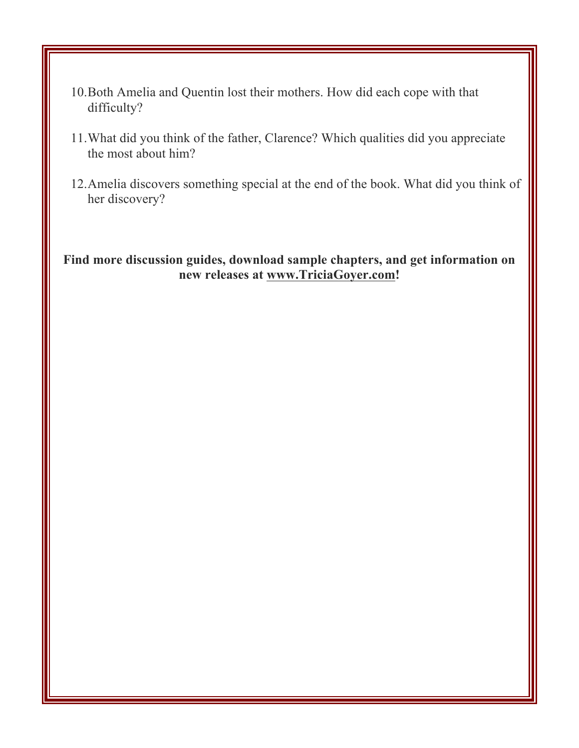10. Both Amelia and Quentin lost their mothers. How did each cope with that difficulty?

11. What did you think of the father, Clarence? Which qualities did you appreciate the most about him?

12. Amelia discovers something special at the end of the book. What did you think of her discovery?

**Find more discussion guides, download sample chapters, and get information on new releases at www.TriciaGoyer.com!**